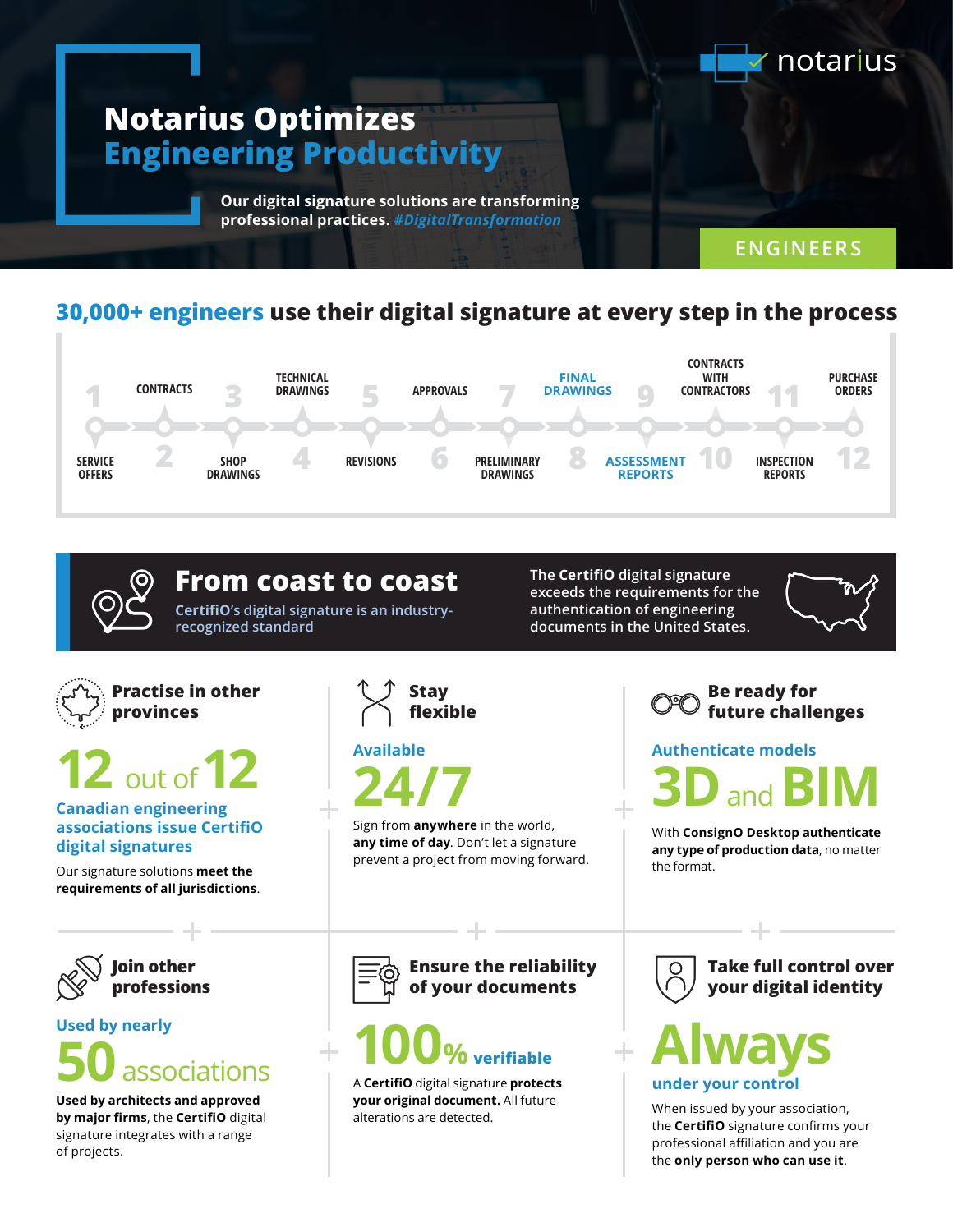notarius

# Notarius Optimizes Engineering Productivity

**Our digital signature solutions are transforming professional practices.** ***#DigitalTransformation***

ENGINEERS

## 30,000+ engineers use their digital signature at every step in the process

1. SERVICE OFFERS
2. CONTRACTS
3. SHOP DRAWINGS
4. TECHNICAL DRAWINGS
5. REVISIONS
6. APPROVALS
7. PRELIMINARY DRAWINGS
8. FINAL DRAWINGS
9. ASSESSMENT REPORTS
10. CONTRACTS WITH CONTRACTORS
11. INSPECTION REPORTS
12. PURCHASE ORDERS

## From coast to coast

CertifiO's digital signature is an industry-recognized standard

The **CertifiO** digital signature exceeds the requirements for the authentication of engineering documents in the United States.

### Practise in other provinces

**12** out of **12**

**Canadian engineering associations issue CertifiO digital signatures**

Our signature solutions **meet the requirements of all jurisdictions**.

### Stay flexible

Available

**24/7**

Sign from **anywhere** in the world, **any time of day**. Don't let a signature prevent a project from moving forward.

### Be ready for future challenges

Authenticate models

**3D** and **BIM**

With **ConsignO Desktop authenticate any type of production data**, no matter the format.

### Join other professions

Used by nearly

**50** associations

**Used by architects and approved by major firms**, the **CertifiO** digital signature integrates with a range of projects.

### Ensure the reliability of your documents

**100**% **verifiable**

A **CertifiO** digital signature **protects your original document.** All future alterations are detected.

### Take full control over your digital identity

**Always**

under your control

When issued by your association, the **CertifiO** signature confirms your professional affiliation and you are the **only person who can use it**.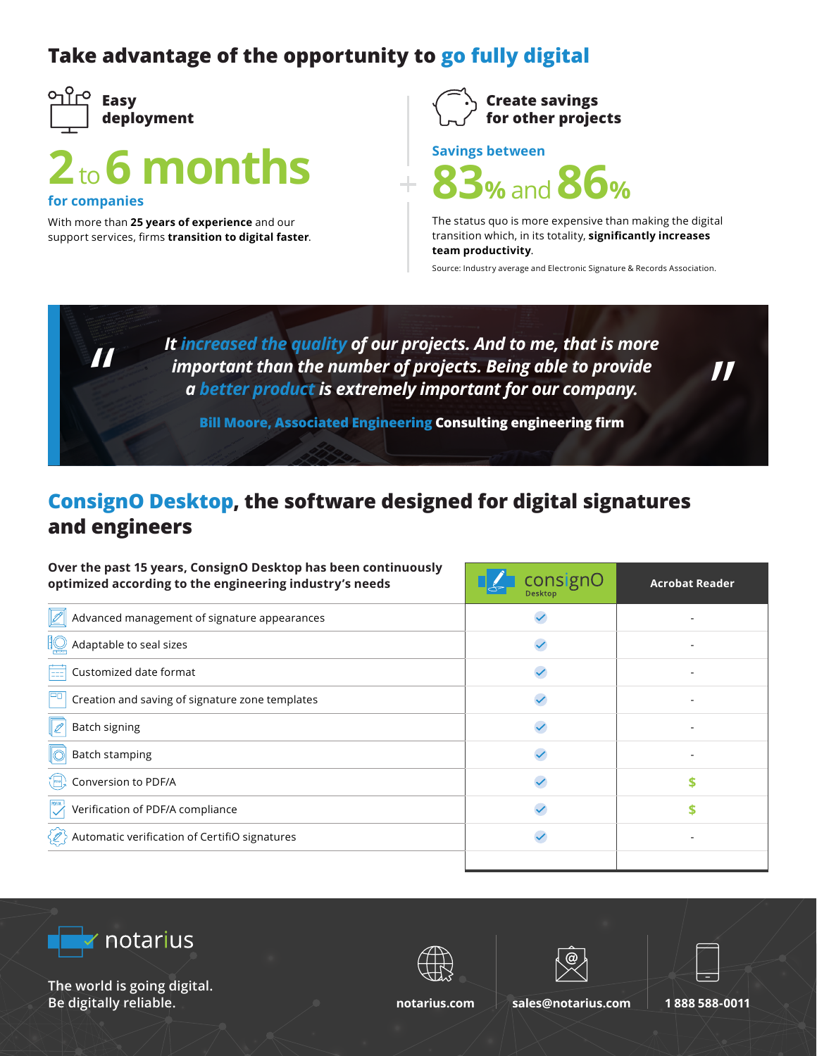## Take advantage of the opportunity to go fully digital

### Easy deployment

**2 to 6 months**

**for companies**

With more than **25 years of experience** and our support services, firms **transition to digital faster**.

### Create savings for other projects

**Savings between**

**83% and 86%**

The status quo is more expensive than making the digital transition which, in its totality, **significantly increases team productivity**.

Source: Industry average and Electronic Signature & Records Association.

> *"It increased the quality of our projects. And to me, that is more important than the number of projects. Being able to provide a better product is extremely important for our company."*
>
> **Bill Moore, Associated Engineering** Consulting engineering firm

## ConsignO Desktop, the software designed for digital signatures and engineers

| Over the past 15 years, ConsignO Desktop has been continuously optimized according to the engineering industry's needs | consignO Desktop | Acrobat Reader |
|---|---|---|
| Advanced management of signature appearances | ✓ | - |
| Adaptable to seal sizes | ✓ | - |
| Customized date format | ✓ | - |
| Creation and saving of signature zone templates | ✓ | - |
| Batch signing | ✓ | - |
| Batch stamping | ✓ | - |
| Conversion to PDF/A | ✓ | $ |
| Verification of PDF/A compliance | ✓ | $ |
| Automatic verification of CertifiO signatures | ✓ | - |

notarius

The world is going digital.
Be digitally reliable.

notarius.com | sales@notarius.com | 1 888 588-0011